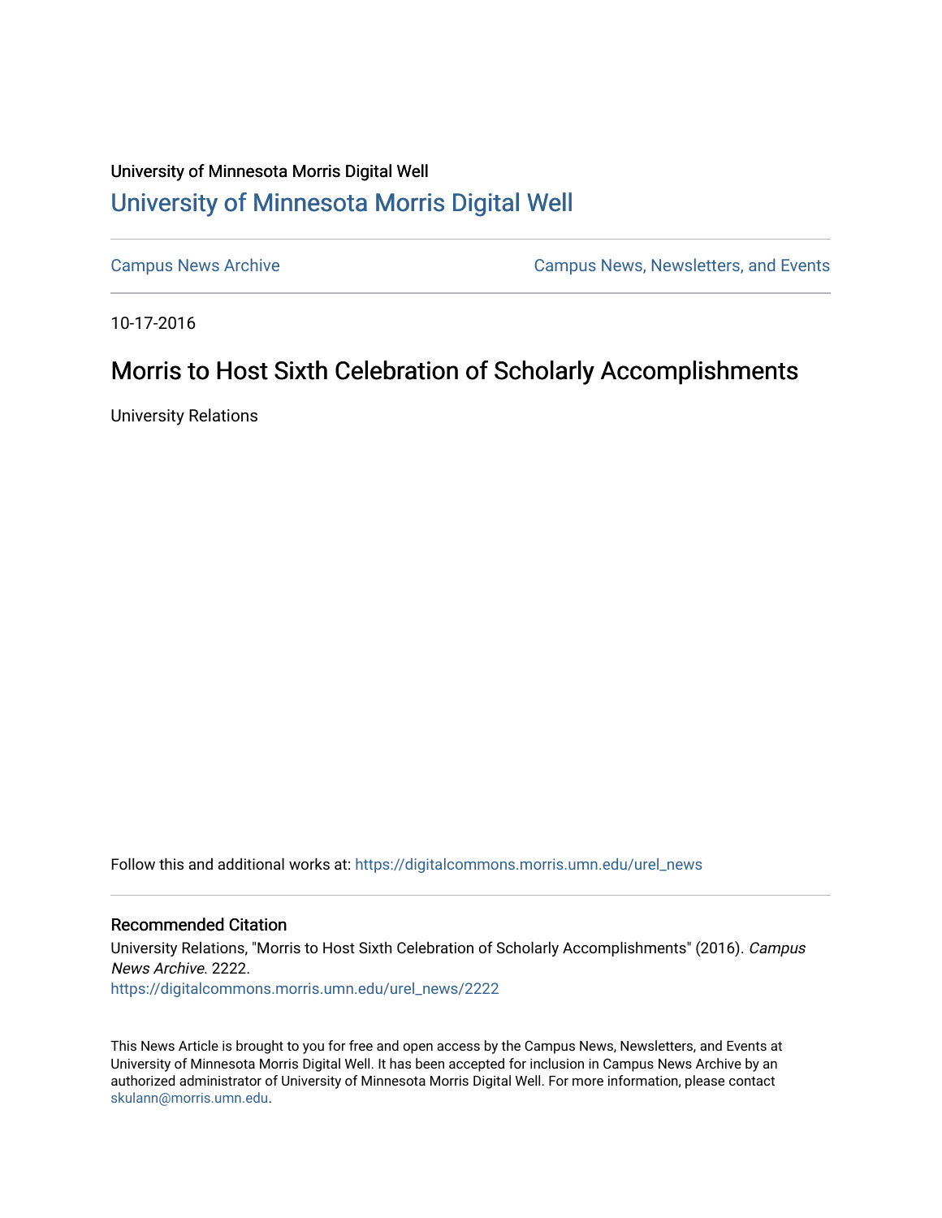University of Minnesota Morris Digital Well

## University of Minnesota Morris Digital Well

Campus News Archive

Campus News, Newsletters, and Events

10-17-2016

# Morris to Host Sixth Celebration of Scholarly Accomplishments

University Relations

Follow this and additional works at: https://digitalcommons.morris.umn.edu/urel_news

### Recommended Citation

University Relations, "Morris to Host Sixth Celebration of Scholarly Accomplishments" (2016). *Campus News Archive*. 2222.
https://digitalcommons.morris.umn.edu/urel_news/2222

This News Article is brought to you for free and open access by the Campus News, Newsletters, and Events at University of Minnesota Morris Digital Well. It has been accepted for inclusion in Campus News Archive by an authorized administrator of University of Minnesota Morris Digital Well. For more information, please contact skulann@morris.umn.edu.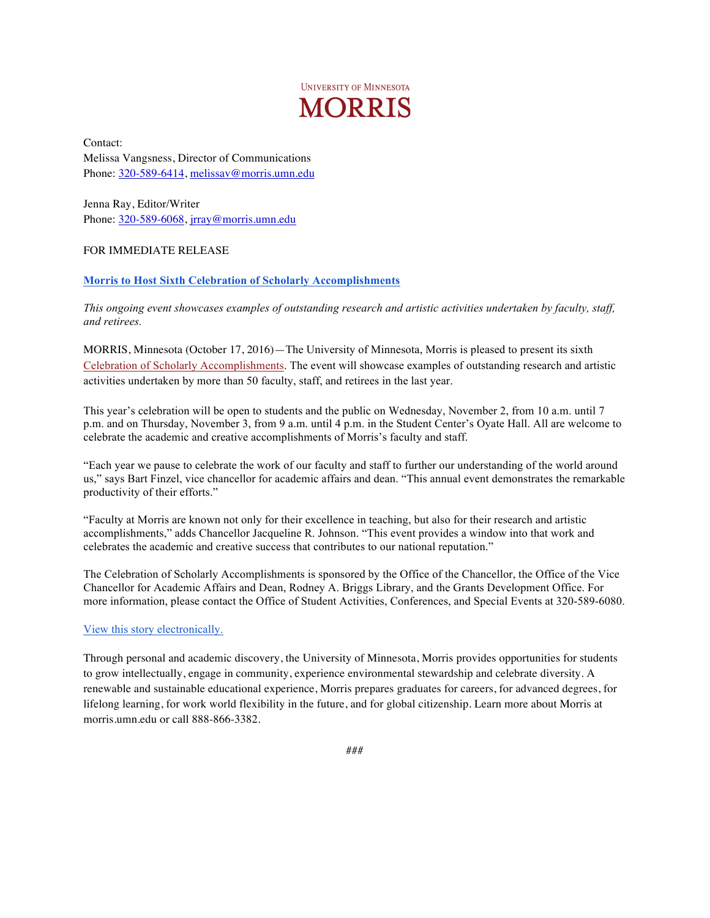University of Minnesota
# MORRIS

Contact:
Melissa Vangsness, Director of Communications
Phone: 320-589-6414, melissav@morris.umn.edu

Jenna Ray, Editor/Writer
Phone: 320-589-6068, jrray@morris.umn.edu

FOR IMMEDIATE RELEASE

## Morris to Host Sixth Celebration of Scholarly Accomplishments

*This ongoing event showcases examples of outstanding research and artistic activities undertaken by faculty, staff, and retirees.*

MORRIS, Minnesota (October 17, 2016)—The University of Minnesota, Morris is pleased to present its sixth Celebration of Scholarly Accomplishments. The event will showcase examples of outstanding research and artistic activities undertaken by more than 50 faculty, staff, and retirees in the last year.

This year's celebration will be open to students and the public on Wednesday, November 2, from 10 a.m. until 7 p.m. and on Thursday, November 3, from 9 a.m. until 4 p.m. in the Student Center's Oyate Hall. All are welcome to celebrate the academic and creative accomplishments of Morris's faculty and staff.

"Each year we pause to celebrate the work of our faculty and staff to further our understanding of the world around us," says Bart Finzel, vice chancellor for academic affairs and dean. "This annual event demonstrates the remarkable productivity of their efforts."

"Faculty at Morris are known not only for their excellence in teaching, but also for their research and artistic accomplishments," adds Chancellor Jacqueline R. Johnson. "This event provides a window into that work and celebrates the academic and creative success that contributes to our national reputation."

The Celebration of Scholarly Accomplishments is sponsored by the Office of the Chancellor, the Office of the Vice Chancellor for Academic Affairs and Dean, Rodney A. Briggs Library, and the Grants Development Office. For more information, please contact the Office of Student Activities, Conferences, and Special Events at 320-589-6080.

View this story electronically.

Through personal and academic discovery, the University of Minnesota, Morris provides opportunities for students to grow intellectually, engage in community, experience environmental stewardship and celebrate diversity. A renewable and sustainable educational experience, Morris prepares graduates for careers, for advanced degrees, for lifelong learning, for work world flexibility in the future, and for global citizenship. Learn more about Morris at morris.umn.edu or call 888-866-3382.

###